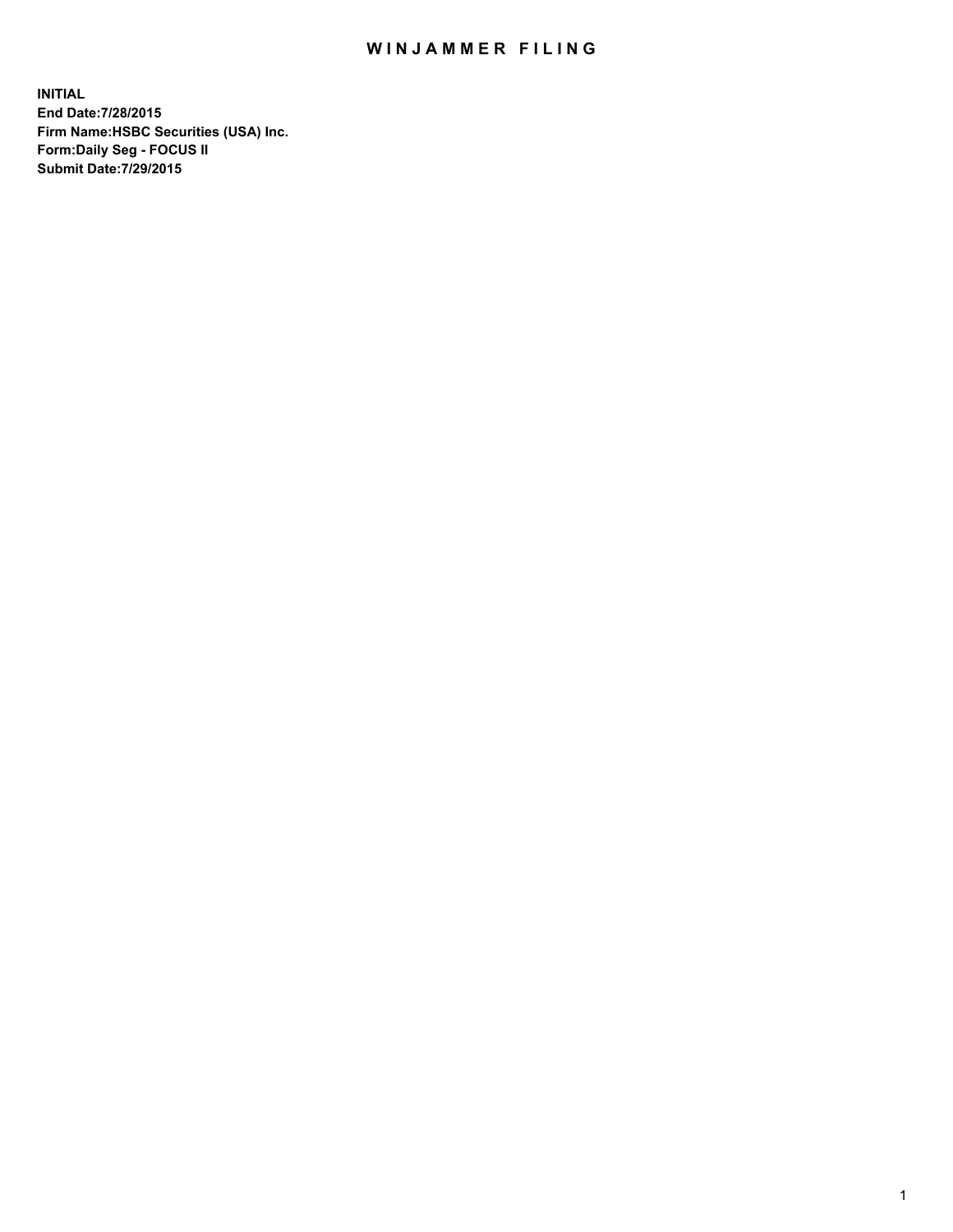# WINJAMMER FILING

**INITIAL**
**End Date:7/28/2015**
**Firm Name:HSBC Securities (USA) Inc.**
**Form:Daily Seg - FOCUS II**
**Submit Date:7/29/2015**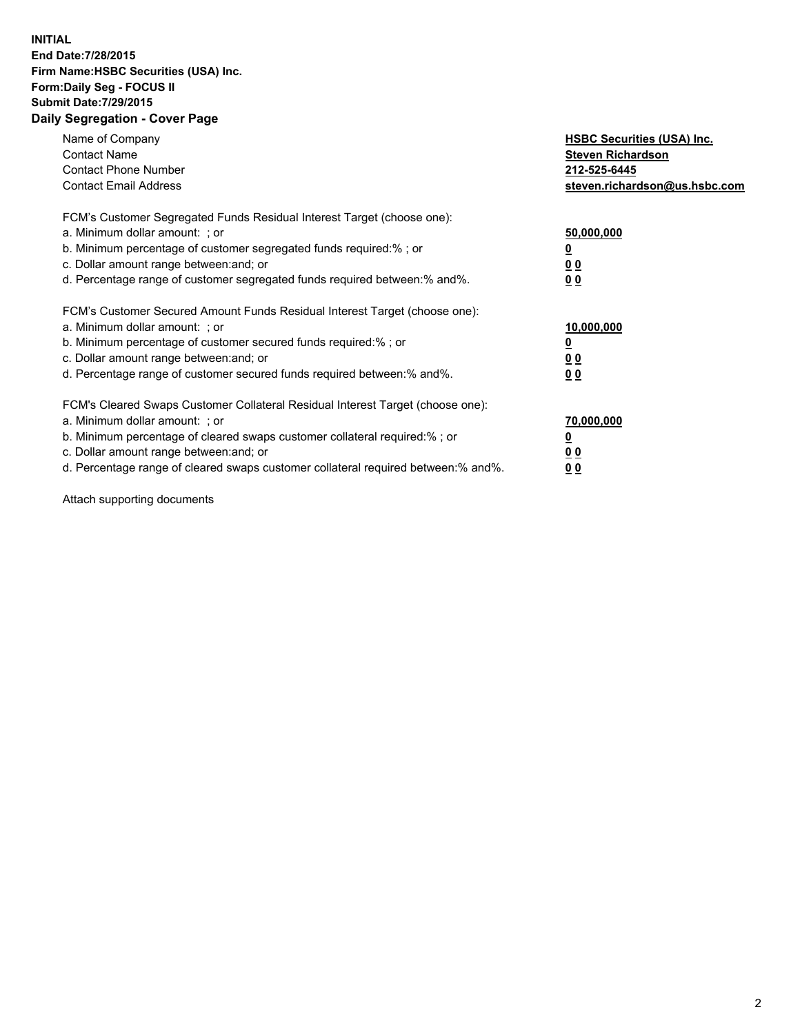**INITIAL**
**End Date:7/28/2015**
**Firm Name:HSBC Securities (USA) Inc.**
**Form:Daily Seg - FOCUS II**
**Submit Date:7/29/2015**

## Daily Segregation - Cover Page

| | |
|---|---|
| Name of Company | **HSBC Securities (USA) Inc.** |
| Contact Name | **Steven Richardson** |
| Contact Phone Number | **212-525-6445** |
| Contact Email Address | **steven.richardson@us.hsbc.com** |

| | |
|---|---|
| FCM's Customer Segregated Funds Residual Interest Target (choose one): | |
| a. Minimum dollar amount: ; or | **50,000,000** |
| b. Minimum percentage of customer segregated funds required:% ; or | **0** |
| c. Dollar amount range between:and; or | **0 0** |
| d. Percentage range of customer segregated funds required between:% and%. | **0 0** |

| | |
|---|---|
| FCM's Customer Secured Amount Funds Residual Interest Target (choose one): | |
| a. Minimum dollar amount: ; or | **10,000,000** |
| b. Minimum percentage of customer secured funds required:% ; or | **0** |
| c. Dollar amount range between:and; or | **0 0** |
| d. Percentage range of customer secured funds required between:% and%. | **0 0** |

| | |
|---|---|
| FCM's Cleared Swaps Customer Collateral Residual Interest Target (choose one): | |
| a. Minimum dollar amount: ; or | **70,000,000** |
| b. Minimum percentage of cleared swaps customer collateral required:% ; or | **0** |
| c. Dollar amount range between:and; or | **0 0** |
| d. Percentage range of cleared swaps customer collateral required between:% and%. | **0 0** |

Attach supporting documents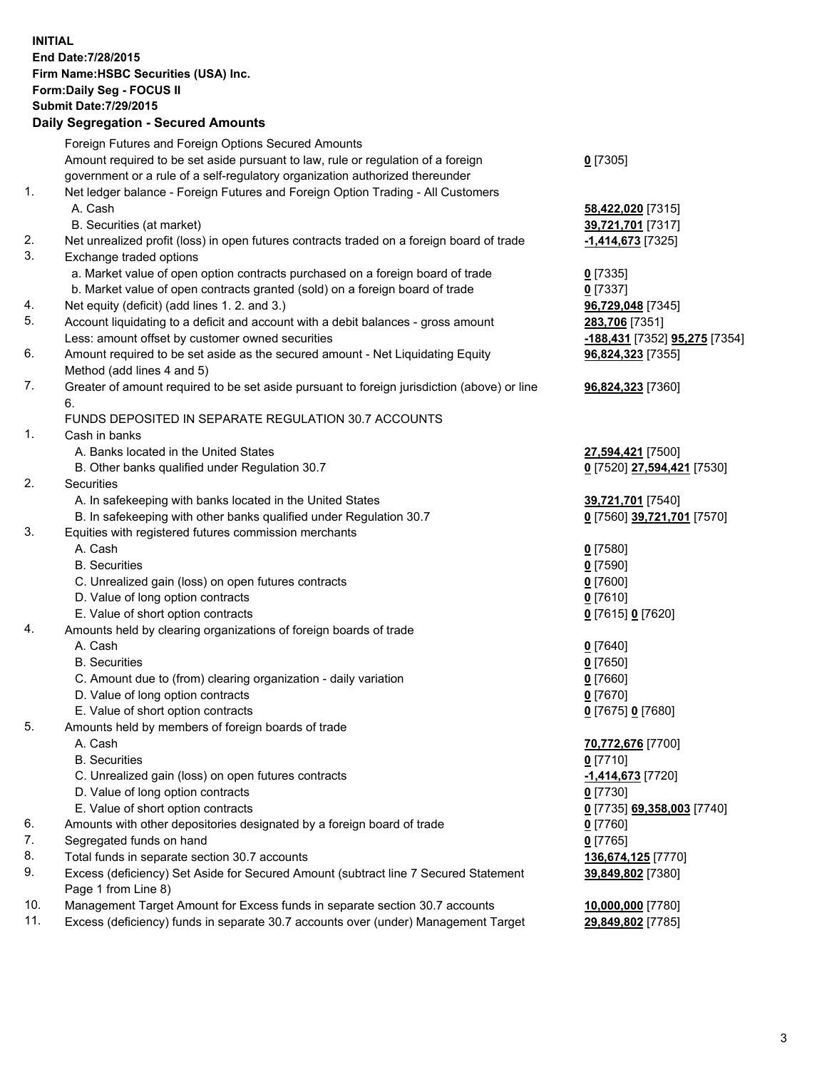**INITIAL**
**End Date:7/28/2015**
**Firm Name:HSBC Securities (USA) Inc.**
**Form:Daily Seg - FOCUS II**
**Submit Date:7/29/2015**

## Daily Segregation - Secured Amounts

| | | |
|---|---|---|
| | Foreign Futures and Foreign Options Secured Amounts | |
| | Amount required to be set aside pursuant to law, rule or regulation of a foreign government or a rule of a self-regulatory organization authorized thereunder | **0** [7305] |
| 1. | Net ledger balance - Foreign Futures and Foreign Option Trading - All Customers | |
| | A. Cash | **58,422,020** [7315] |
| | B. Securities (at market) | **39,721,701** [7317] |
| 2. | Net unrealized profit (loss) in open futures contracts traded on a foreign board of trade | **-1,414,673** [7325] |
| 3. | Exchange traded options | |
| | a. Market value of open option contracts purchased on a foreign board of trade | **0** [7335] |
| | b. Market value of open contracts granted (sold) on a foreign board of trade | **0** [7337] |
| 4. | Net equity (deficit) (add lines 1. 2. and 3.) | **96,729,048** [7345] |
| 5. | Account liquidating to a deficit and account with a debit balances - gross amount | **283,706** [7351] |
| | Less: amount offset by customer owned securities | **-188,431** [7352] **95,275** [7354] |
| 6. | Amount required to be set aside as the secured amount - Net Liquidating Equity Method (add lines 4 and 5) | **96,824,323** [7355] |
| 7. | Greater of amount required to be set aside pursuant to foreign jurisdiction (above) or line 6. | **96,824,323** [7360] |
| | FUNDS DEPOSITED IN SEPARATE REGULATION 30.7 ACCOUNTS | |
| 1. | Cash in banks | |
| | A. Banks located in the United States | **27,594,421** [7500] |
| | B. Other banks qualified under Regulation 30.7 | **0** [7520] **27,594,421** [7530] |
| 2. | Securities | |
| | A. In safekeeping with banks located in the United States | **39,721,701** [7540] |
| | B. In safekeeping with other banks qualified under Regulation 30.7 | **0** [7560] **39,721,701** [7570] |
| 3. | Equities with registered futures commission merchants | |
| | A. Cash | **0** [7580] |
| | B. Securities | **0** [7590] |
| | C. Unrealized gain (loss) on open futures contracts | **0** [7600] |
| | D. Value of long option contracts | **0** [7610] |
| | E. Value of short option contracts | **0** [7615] **0** [7620] |
| 4. | Amounts held by clearing organizations of foreign boards of trade | |
| | A. Cash | **0** [7640] |
| | B. Securities | **0** [7650] |
| | C. Amount due to (from) clearing organization - daily variation | **0** [7660] |
| | D. Value of long option contracts | **0** [7670] |
| | E. Value of short option contracts | **0** [7675] **0** [7680] |
| 5. | Amounts held by members of foreign boards of trade | |
| | A. Cash | **70,772,676** [7700] |
| | B. Securities | **0** [7710] |
| | C. Unrealized gain (loss) on open futures contracts | **-1,414,673** [7720] |
| | D. Value of long option contracts | **0** [7730] |
| | E. Value of short option contracts | **0** [7735] **69,358,003** [7740] |
| 6. | Amounts with other depositories designated by a foreign board of trade | **0** [7760] |
| 7. | Segregated funds on hand | **0** [7765] |
| 8. | Total funds in separate section 30.7 accounts | **136,674,125** [7770] |
| 9. | Excess (deficiency) Set Aside for Secured Amount (subtract line 7 Secured Statement Page 1 from Line 8) | **39,849,802** [7380] |
| 10. | Management Target Amount for Excess funds in separate section 30.7 accounts | **10,000,000** [7780] |
| 11. | Excess (deficiency) funds in separate 30.7 accounts over (under) Management Target | **29,849,802** [7785] |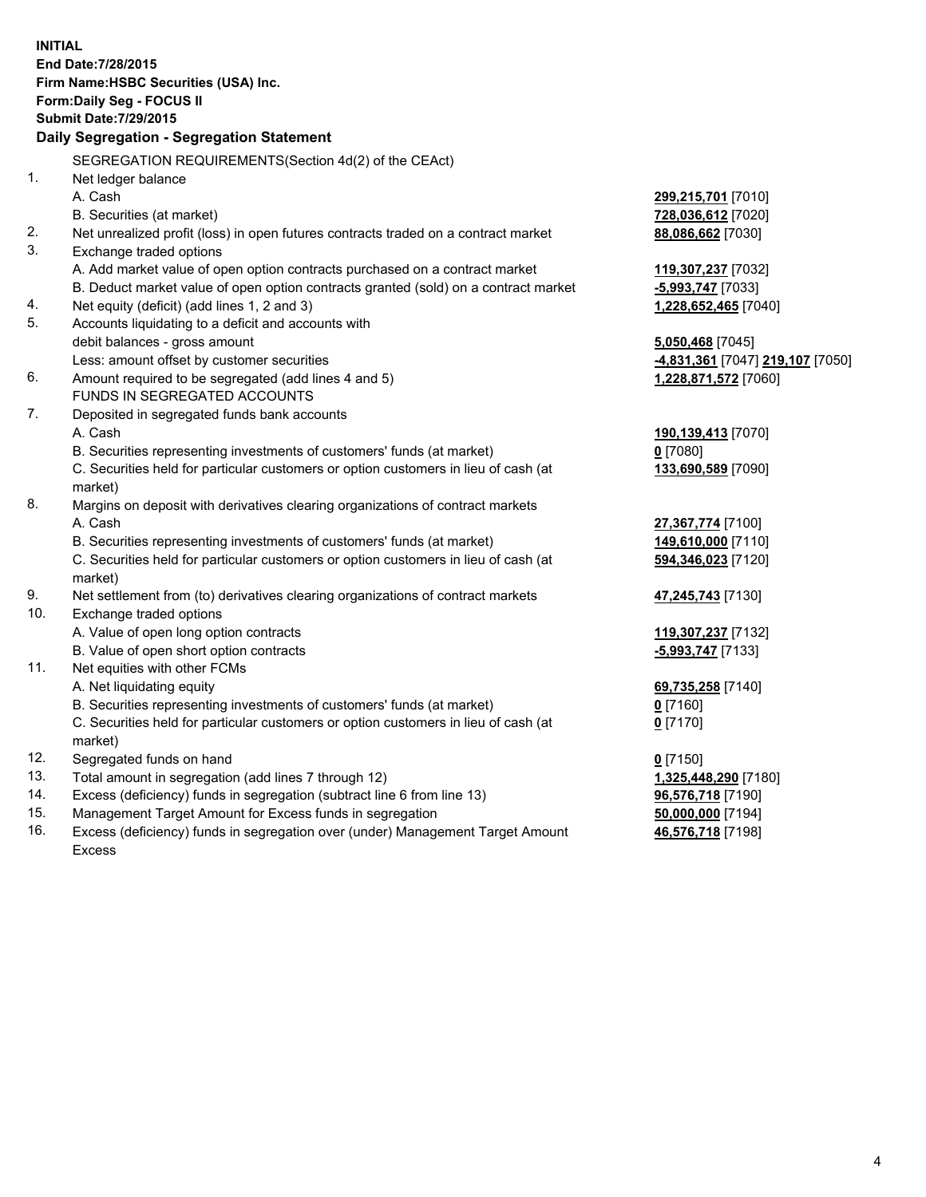**INITIAL**
**End Date:7/28/2015**
**Firm Name:HSBC Securities (USA) Inc.**
**Form:Daily Seg - FOCUS II**
**Submit Date:7/29/2015**

## Daily Segregation - Segregation Statement

SEGREGATION REQUIREMENTS(Section 4d(2) of the CEAct)

| | | |
|---|---|---|
| 1. | Net ledger balance | |
| | A. Cash | **299,215,701** [7010] |
| | B. Securities (at market) | **728,036,612** [7020] |
| 2. | Net unrealized profit (loss) in open futures contracts traded on a contract market | **88,086,662** [7030] |
| 3. | Exchange traded options | |
| | A. Add market value of open option contracts purchased on a contract market | **119,307,237** [7032] |
| | B. Deduct market value of open option contracts granted (sold) on a contract market | **-5,993,747** [7033] |
| 4. | Net equity (deficit) (add lines 1, 2 and 3) | **1,228,652,465** [7040] |
| 5. | Accounts liquidating to a deficit and accounts with | |
| | debit balances - gross amount | **5,050,468** [7045] |
| | Less: amount offset by customer securities | **-4,831,361** [7047] **219,107** [7050] |
| 6. | Amount required to be segregated (add lines 4 and 5) | **1,228,871,572** [7060] |
| | FUNDS IN SEGREGATED ACCOUNTS | |
| 7. | Deposited in segregated funds bank accounts | |
| | A. Cash | **190,139,413** [7070] |
| | B. Securities representing investments of customers' funds (at market) | **0** [7080] |
| | C. Securities held for particular customers or option customers in lieu of cash (at market) | **133,690,589** [7090] |
| 8. | Margins on deposit with derivatives clearing organizations of contract markets | |
| | A. Cash | **27,367,774** [7100] |
| | B. Securities representing investments of customers' funds (at market) | **149,610,000** [7110] |
| | C. Securities held for particular customers or option customers in lieu of cash (at market) | **594,346,023** [7120] |
| 9. | Net settlement from (to) derivatives clearing organizations of contract markets | **47,245,743** [7130] |
| 10. | Exchange traded options | |
| | A. Value of open long option contracts | **119,307,237** [7132] |
| | B. Value of open short option contracts | **-5,993,747** [7133] |
| 11. | Net equities with other FCMs | |
| | A. Net liquidating equity | **69,735,258** [7140] |
| | B. Securities representing investments of customers' funds (at market) | **0** [7160] |
| | C. Securities held for particular customers or option customers in lieu of cash (at market) | **0** [7170] |
| 12. | Segregated funds on hand | **0** [7150] |
| 13. | Total amount in segregation (add lines 7 through 12) | **1,325,448,290** [7180] |
| 14. | Excess (deficiency) funds in segregation (subtract line 6 from line 13) | **96,576,718** [7190] |
| 15. | Management Target Amount for Excess funds in segregation | **50,000,000** [7194] |
| 16. | Excess (deficiency) funds in segregation over (under) Management Target Amount Excess | **46,576,718** [7198] |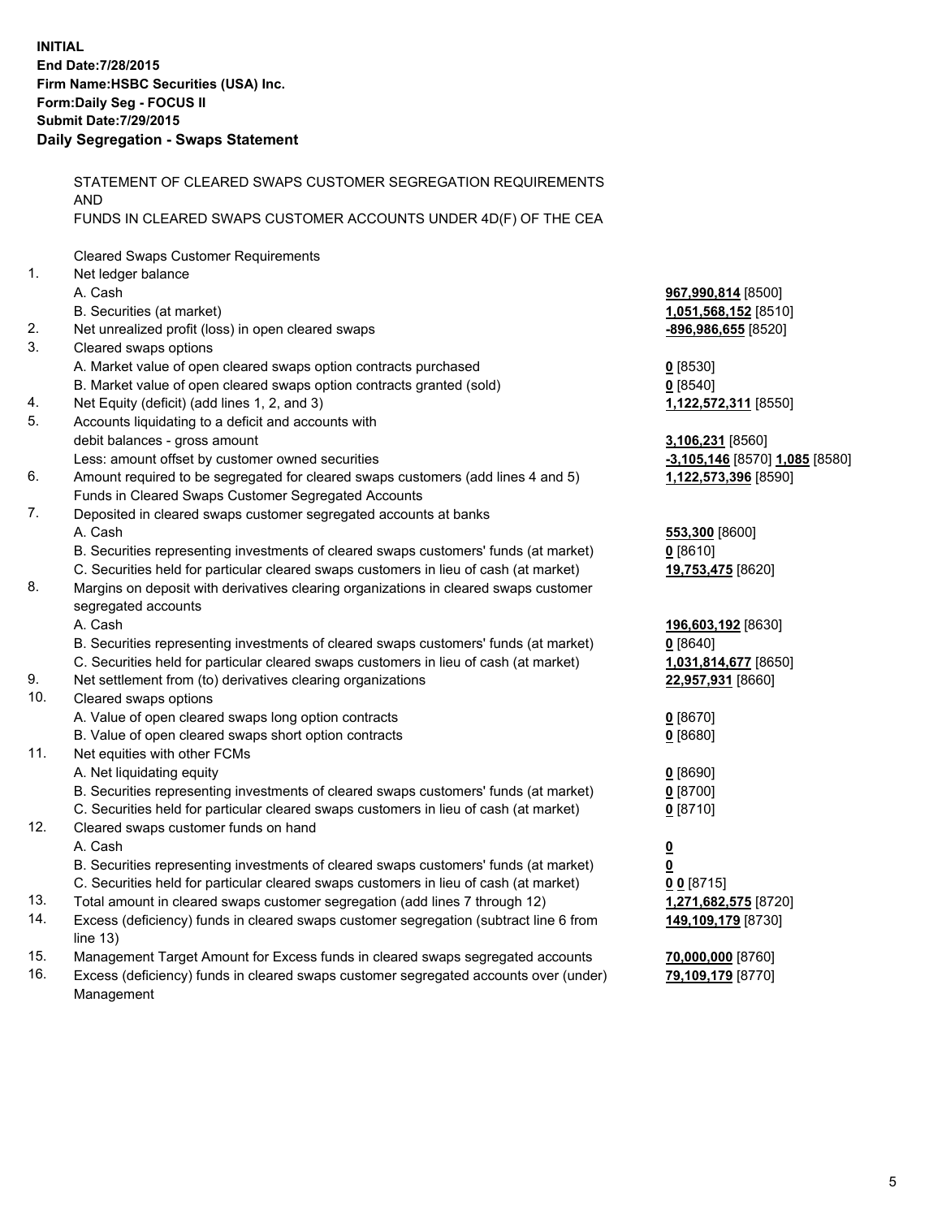**INITIAL**
**End Date:7/28/2015**
**Firm Name:HSBC Securities (USA) Inc.**
**Form:Daily Seg - FOCUS II**
**Submit Date:7/29/2015**
**Daily Segregation - Swaps Statement**

STATEMENT OF CLEARED SWAPS CUSTOMER SEGREGATION REQUIREMENTS AND FUNDS IN CLEARED SWAPS CUSTOMER ACCOUNTS UNDER 4D(F) OF THE CEA

| | | |
|---|---|---|
| | Cleared Swaps Customer Requirements | |
| 1. | Net ledger balance | |
| | A. Cash | 967,990,814 [8500] |
| | B. Securities (at market) | 1,051,568,152 [8510] |
| 2. | Net unrealized profit (loss) in open cleared swaps | -896,986,655 [8520] |
| 3. | Cleared swaps options | |
| | A. Market value of open cleared swaps option contracts purchased | 0 [8530] |
| | B. Market value of open cleared swaps option contracts granted (sold) | 0 [8540] |
| 4. | Net Equity (deficit) (add lines 1, 2, and 3) | 1,122,572,311 [8550] |
| 5. | Accounts liquidating to a deficit and accounts with debit balances - gross amount | 3,106,231 [8560] |
| | Less: amount offset by customer owned securities | -3,105,146 [8570] 1,085 [8580] |
| 6. | Amount required to be segregated for cleared swaps customers (add lines 4 and 5) | 1,122,573,396 [8590] |
| | Funds in Cleared Swaps Customer Segregated Accounts | |
| 7. | Deposited in cleared swaps customer segregated accounts at banks | |
| | A. Cash | 553,300 [8600] |
| | B. Securities representing investments of cleared swaps customers' funds (at market) | 0 [8610] |
| | C. Securities held for particular cleared swaps customers in lieu of cash (at market) | 19,753,475 [8620] |
| 8. | Margins on deposit with derivatives clearing organizations in cleared swaps customer segregated accounts | |
| | A. Cash | 196,603,192 [8630] |
| | B. Securities representing investments of cleared swaps customers' funds (at market) | 0 [8640] |
| | C. Securities held for particular cleared swaps customers in lieu of cash (at market) | 1,031,814,677 [8650] |
| 9. | Net settlement from (to) derivatives clearing organizations | 22,957,931 [8660] |
| 10. | Cleared swaps options | |
| | A. Value of open cleared swaps long option contracts | 0 [8670] |
| | B. Value of open cleared swaps short option contracts | 0 [8680] |
| 11. | Net equities with other FCMs | |
| | A. Net liquidating equity | 0 [8690] |
| | B. Securities representing investments of cleared swaps customers' funds (at market) | 0 [8700] |
| | C. Securities held for particular cleared swaps customers in lieu of cash (at market) | 0 [8710] |
| 12. | Cleared swaps customer funds on hand | |
| | A. Cash | 0 |
| | B. Securities representing investments of cleared swaps customers' funds (at market) | 0 |
| | C. Securities held for particular cleared swaps customers in lieu of cash (at market) | 0 0 [8715] |
| 13. | Total amount in cleared swaps customer segregation (add lines 7 through 12) | 1,271,682,575 [8720] |
| 14. | Excess (deficiency) funds in cleared swaps customer segregation (subtract line 6 from line 13) | 149,109,179 [8730] |
| 15. | Management Target Amount for Excess funds in cleared swaps segregated accounts | 70,000,000 [8760] |
| 16. | Excess (deficiency) funds in cleared swaps customer segregated accounts over (under) Management | 79,109,179 [8770] |